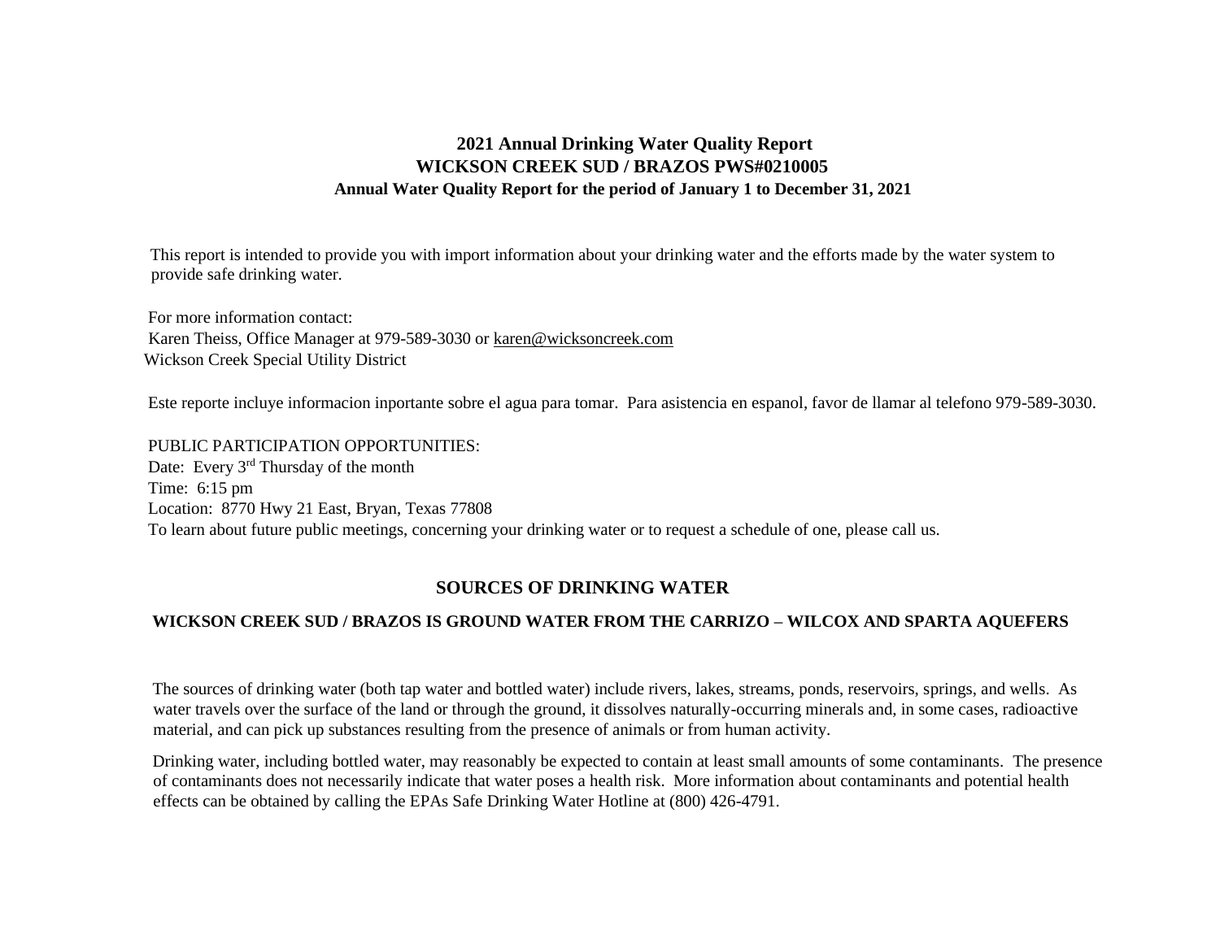# 2021 Annual Drinking Water Quality Report
## WICKSON CREEK SUD / BRAZOS PWS#0210005
### Annual Water Quality Report for the period of January 1 to December 31, 2021

This report is intended to provide you with import information about your drinking water and the efforts made by the water system to provide safe drinking water.

For more information contact:
Karen Theiss, Office Manager at 979-589-3030 or karen@wicksoncreek.com
Wickson Creek Special Utility District

Este reporte incluye informacion inportante sobre el agua para tomar. Para asistencia en espanol, favor de llamar al telefono 979-589-3030.

PUBLIC PARTICIPATION OPPORTUNITIES:
Date: Every 3rd Thursday of the month
Time: 6:15 pm
Location: 8770 Hwy 21 East, Bryan, Texas 77808
To learn about future public meetings, concerning your drinking water or to request a schedule of one, please call us.

## SOURCES OF DRINKING WATER

**WICKSON CREEK SUD / BRAZOS IS GROUND WATER FROM THE CARRIZO – WILCOX AND SPARTA AQUEFERS**

The sources of drinking water (both tap water and bottled water) include rivers, lakes, streams, ponds, reservoirs, springs, and wells. As water travels over the surface of the land or through the ground, it dissolves naturally-occurring minerals and, in some cases, radioactive material, and can pick up substances resulting from the presence of animals or from human activity.

Drinking water, including bottled water, may reasonably be expected to contain at least small amounts of some contaminants. The presence of contaminants does not necessarily indicate that water poses a health risk. More information about contaminants and potential health effects can be obtained by calling the EPAs Safe Drinking Water Hotline at (800) 426-4791.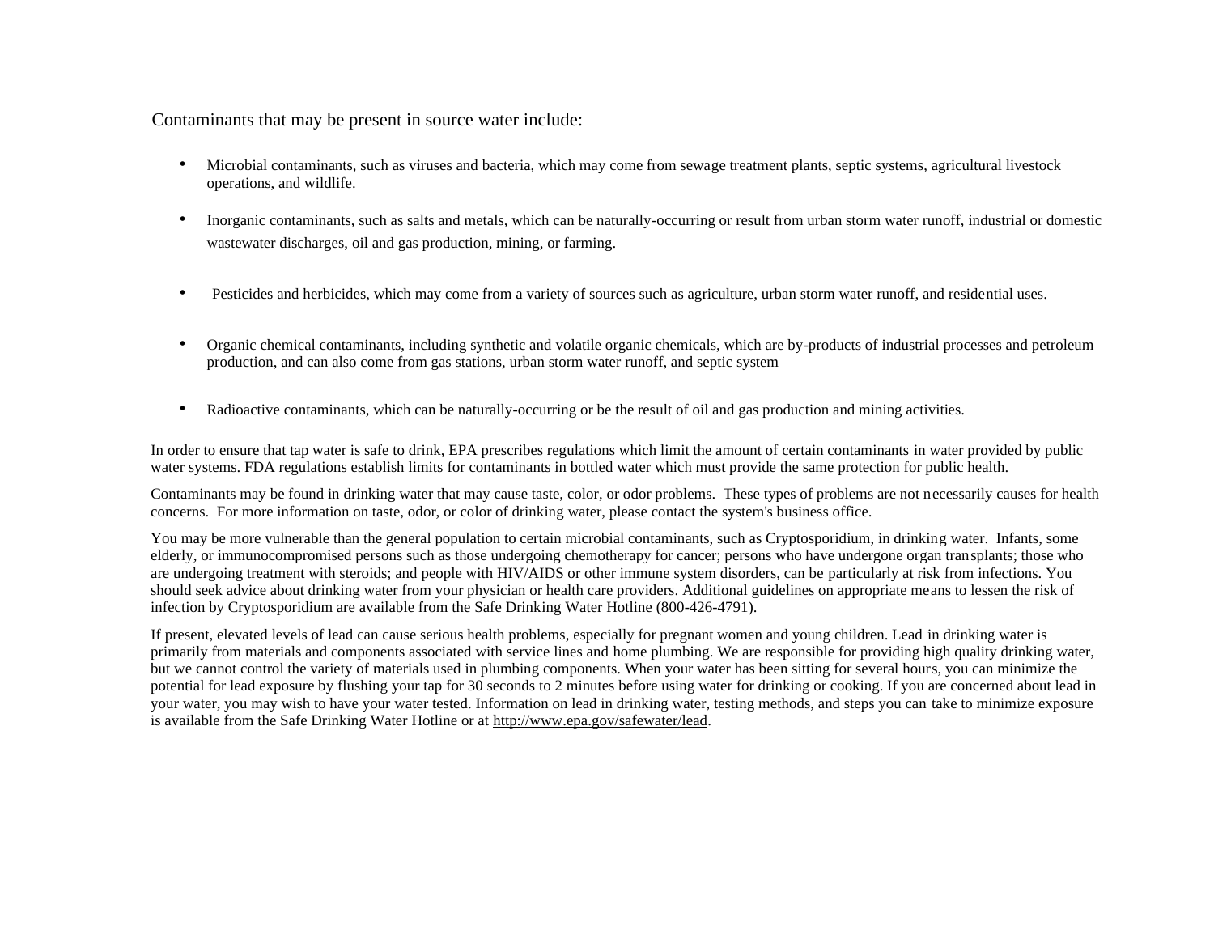Contaminants that may be present in source water include:

- Microbial contaminants, such as viruses and bacteria, which may come from sewage treatment plants, septic systems, agricultural livestock operations, and wildlife.
- Inorganic contaminants, such as salts and metals, which can be naturally-occurring or result from urban storm water runoff, industrial or domestic wastewater discharges, oil and gas production, mining, or farming.
- Pesticides and herbicides, which may come from a variety of sources such as agriculture, urban storm water runoff, and residential uses.
- Organic chemical contaminants, including synthetic and volatile organic chemicals, which are by-products of industrial processes and petroleum production, and can also come from gas stations, urban storm water runoff, and septic system
- Radioactive contaminants, which can be naturally-occurring or be the result of oil and gas production and mining activities.

In order to ensure that tap water is safe to drink, EPA prescribes regulations which limit the amount of certain contaminants in water provided by public water systems. FDA regulations establish limits for contaminants in bottled water which must provide the same protection for public health.

Contaminants may be found in drinking water that may cause taste, color, or odor problems. These types of problems are not necessarily causes for health concerns. For more information on taste, odor, or color of drinking water, please contact the system's business office.

You may be more vulnerable than the general population to certain microbial contaminants, such as Cryptosporidium, in drinking water. Infants, some elderly, or immunocompromised persons such as those undergoing chemotherapy for cancer; persons who have undergone organ transplants; those who are undergoing treatment with steroids; and people with HIV/AIDS or other immune system disorders, can be particularly at risk from infections. You should seek advice about drinking water from your physician or health care providers. Additional guidelines on appropriate means to lessen the risk of infection by Cryptosporidium are available from the Safe Drinking Water Hotline (800-426-4791).

If present, elevated levels of lead can cause serious health problems, especially for pregnant women and young children. Lead in drinking water is primarily from materials and components associated with service lines and home plumbing. We are responsible for providing high quality drinking water, but we cannot control the variety of materials used in plumbing components. When your water has been sitting for several hours, you can minimize the potential for lead exposure by flushing your tap for 30 seconds to 2 minutes before using water for drinking or cooking. If you are concerned about lead in your water, you may wish to have your water tested. Information on lead in drinking water, testing methods, and steps you can take to minimize exposure is available from the Safe Drinking Water Hotline or at http://www.epa.gov/safewater/lead.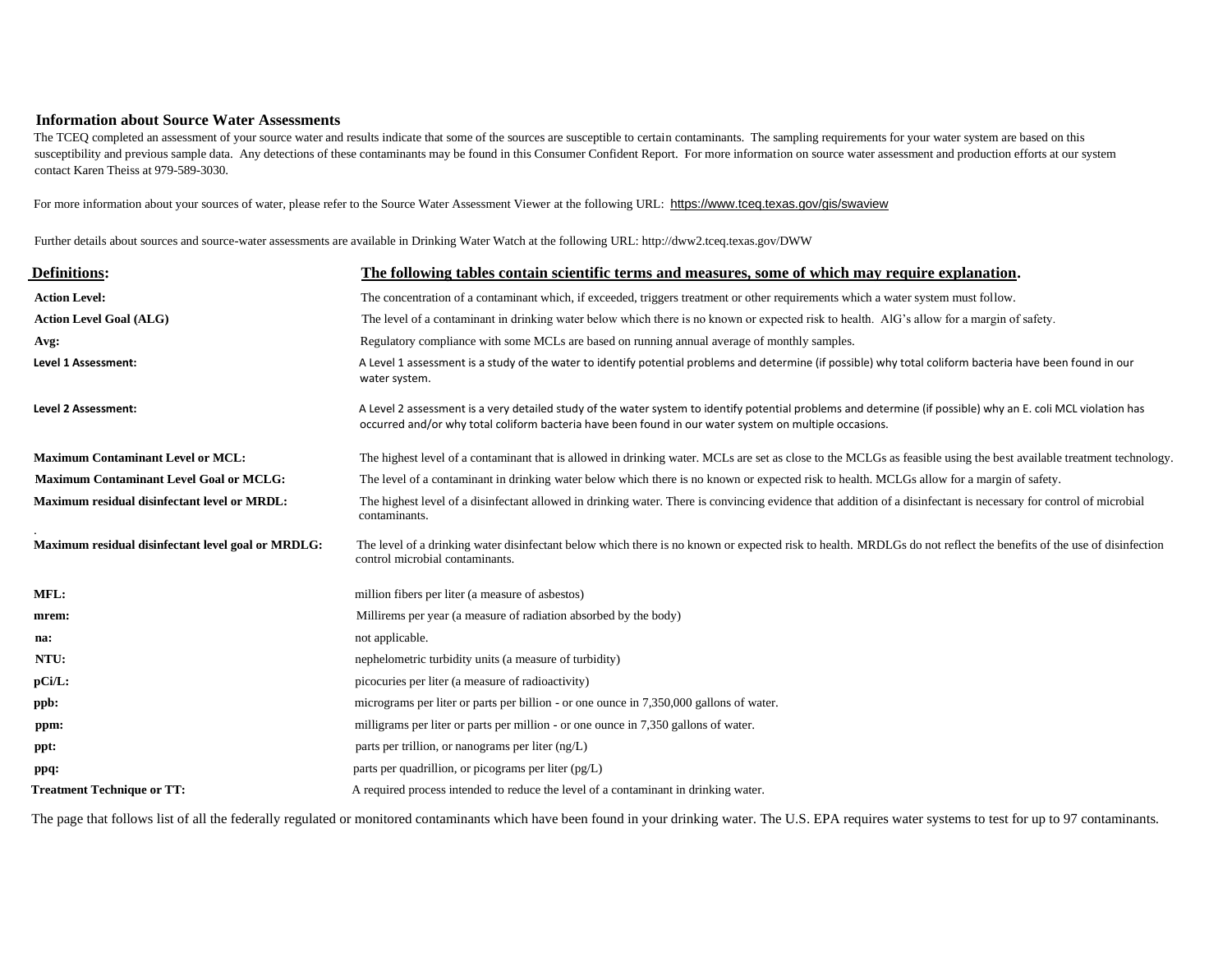### Information about Source Water Assessments

The TCEQ completed an assessment of your source water and results indicate that some of the sources are susceptible to certain contaminants. The sampling requirements for your water system are based on this susceptibility and previous sample data. Any detections of these contaminants may be found in this Consumer Confident Report. For more information on source water assessment and production efforts at our system contact Karen Theiss at 979-589-3030.

For more information about your sources of water, please refer to the Source Water Assessment Viewer at the following URL: https://www.tceq.texas.gov/gis/swaview

Further details about sources and source-water assessments are available in Drinking Water Watch at the following URL: http://dww2.tceq.texas.gov/DWW

| **Definitions:** | **The following tables contain scientific terms and measures, some of which may require explanation.** |
|---|---|
| **Action Level:** | The concentration of a contaminant which, if exceeded, triggers treatment or other requirements which a water system must follow. |
| **Action Level Goal (ALG)** | The level of a contaminant in drinking water below which there is no known or expected risk to health. AlG's allow for a margin of safety. |
| **Avg:** | Regulatory compliance with some MCLs are based on running annual average of monthly samples. |
| **Level 1 Assessment:** | A Level 1 assessment is a study of the water to identify potential problems and determine (if possible) why total coliform bacteria have been found in our water system. |
| **Level 2 Assessment:** | A Level 2 assessment is a very detailed study of the water system to identify potential problems and determine (if possible) why an E. coli MCL violation has occurred and/or why total coliform bacteria have been found in our water system on multiple occasions. |
| **Maximum Contaminant Level or MCL:** | The highest level of a contaminant that is allowed in drinking water. MCLs are set as close to the MCLGs as feasible using the best available treatment technology. |
| **Maximum Contaminant Level Goal or MCLG:** | The level of a contaminant in drinking water below which there is no known or expected risk to health. MCLGs allow for a margin of safety. |
| **Maximum residual disinfectant level or MRDL:** | The highest level of a disinfectant allowed in drinking water. There is convincing evidence that addition of a disinfectant is necessary for control of microbial contaminants. |
| **Maximum residual disinfectant level goal or MRDLG:** | The level of a drinking water disinfectant below which there is no known or expected risk to health. MRDLGs do not reflect the benefits of the use of disinfection control microbial contaminants. |
| **MFL:** | million fibers per liter (a measure of asbestos) |
| **mrem:** | Millirems per year (a measure of radiation absorbed by the body) |
| **na:** | not applicable. |
| **NTU:** | nephelometric turbidity units (a measure of turbidity) |
| **pCi/L:** | picocuries per liter (a measure of radioactivity) |
| **ppb:** | micrograms per liter or parts per billion - or one ounce in 7,350,000 gallons of water. |
| **ppm:** | milligrams per liter or parts per million - or one ounce in 7,350 gallons of water. |
| **ppt:** | parts per trillion, or nanograms per liter (ng/L) |
| **ppq:** | parts per quadrillion, or picograms per liter (pg/L) |
| **Treatment Technique or TT:** | A required process intended to reduce the level of a contaminant in drinking water. |

The page that follows list of all the federally regulated or monitored contaminants which have been found in your drinking water. The U.S. EPA requires water systems to test for up to 97 contaminants.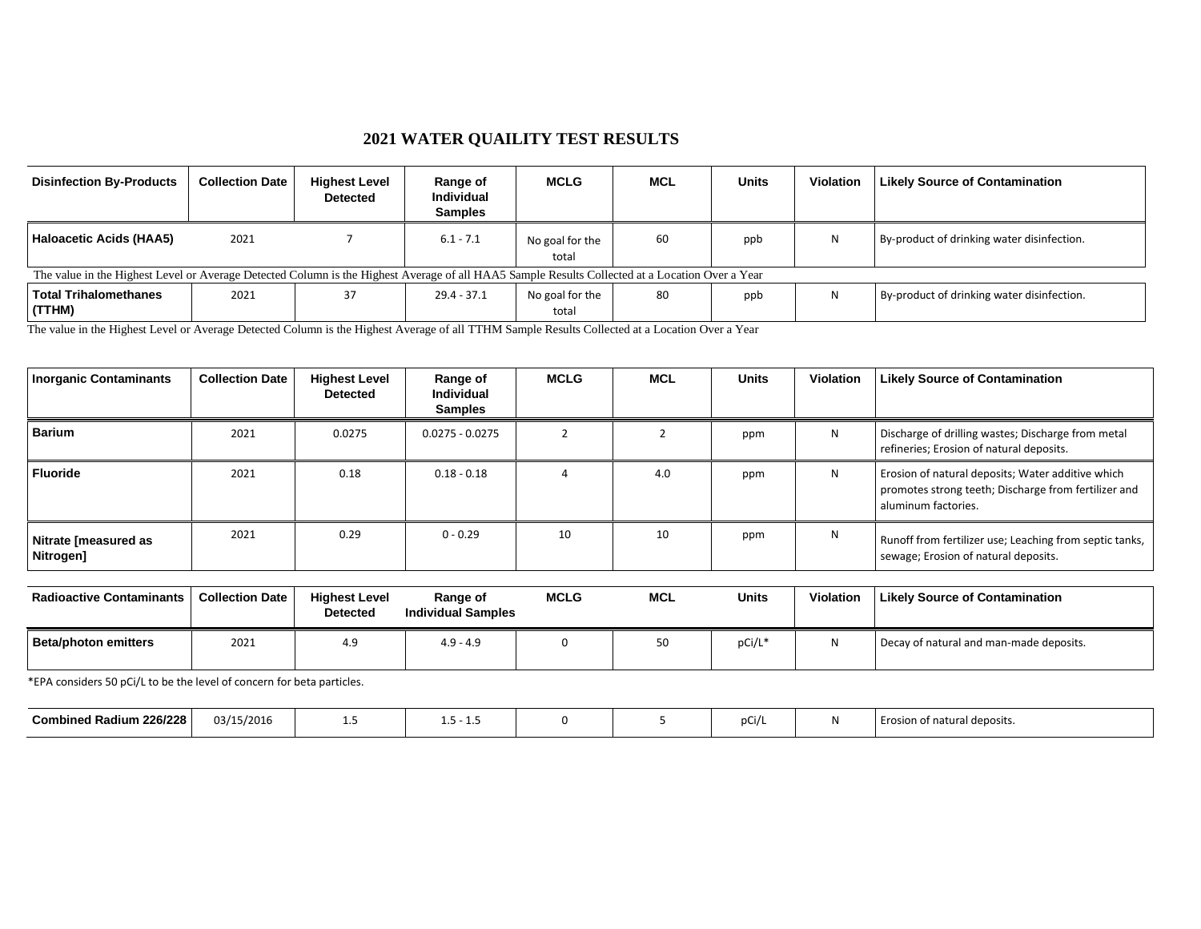# 2021 WATER QUAILITY TEST RESULTS

| Disinfection By-Products | Collection Date | Highest Level Detected | Range of Individual Samples | MCLG | MCL | Units | Violation | Likely Source of Contamination |
|---|---|---|---|---|---|---|---|---|
| Haloacetic Acids (HAA5) | 2021 | 7 | 6.1 - 7.1 | No goal for the total | 60 | ppb | N | By-product of drinking water disinfection. |

The value in the Highest Level or Average Detected Column is the Highest Average of all HAA5 Sample Results Collected at a Location Over a Year

| Disinfection By-Products | Collection Date | Highest Level Detected | Range of Individual Samples | MCLG | MCL | Units | Violation | Likely Source of Contamination |
|---|---|---|---|---|---|---|---|---|
| Total Trihalomethanes (TTHM) | 2021 | 37 | 29.4 - 37.1 | No goal for the total | 80 | ppb | N | By-product of drinking water disinfection. |

The value in the Highest Level or Average Detected Column is the Highest Average of all TTHM Sample Results Collected at a Location Over a Year

| Inorganic Contaminants | Collection Date | Highest Level Detected | Range of Individual Samples | MCLG | MCL | Units | Violation | Likely Source of Contamination |
|---|---|---|---|---|---|---|---|---|
| Barium | 2021 | 0.0275 | 0.0275 - 0.0275 | 2 | 2 | ppm | N | Discharge of drilling wastes; Discharge from metal refineries; Erosion of natural deposits. |
| Fluoride | 2021 | 0.18 | 0.18 - 0.18 | 4 | 4.0 | ppm | N | Erosion of natural deposits; Water additive which promotes strong teeth; Discharge from fertilizer and aluminum factories. |
| Nitrate [measured as Nitrogen] | 2021 | 0.29 | 0 - 0.29 | 10 | 10 | ppm | N | Runoff from fertilizer use; Leaching from septic tanks, sewage; Erosion of natural deposits. |

| Radioactive Contaminants | Collection Date | Highest Level Detected | Range of Individual Samples | MCLG | MCL | Units | Violation | Likely Source of Contamination |
|---|---|---|---|---|---|---|---|---|
| Beta/photon emitters | 2021 | 4.9 | 4.9 - 4.9 | 0 | 50 | pCi/L* | N | Decay of natural and man-made deposits. |

*EPA considers 50 pCi/L to be the level of concern for beta particles.

| Radioactive Contaminants | Collection Date | Highest Level Detected | Range of Individual Samples | MCLG | MCL | Units | Violation | Likely Source of Contamination |
|---|---|---|---|---|---|---|---|---|
| Combined Radium 226/228 | 03/15/2016 | 1.5 | 1.5 - 1.5 | 0 | 5 | pCi/L | N | Erosion of natural deposits. |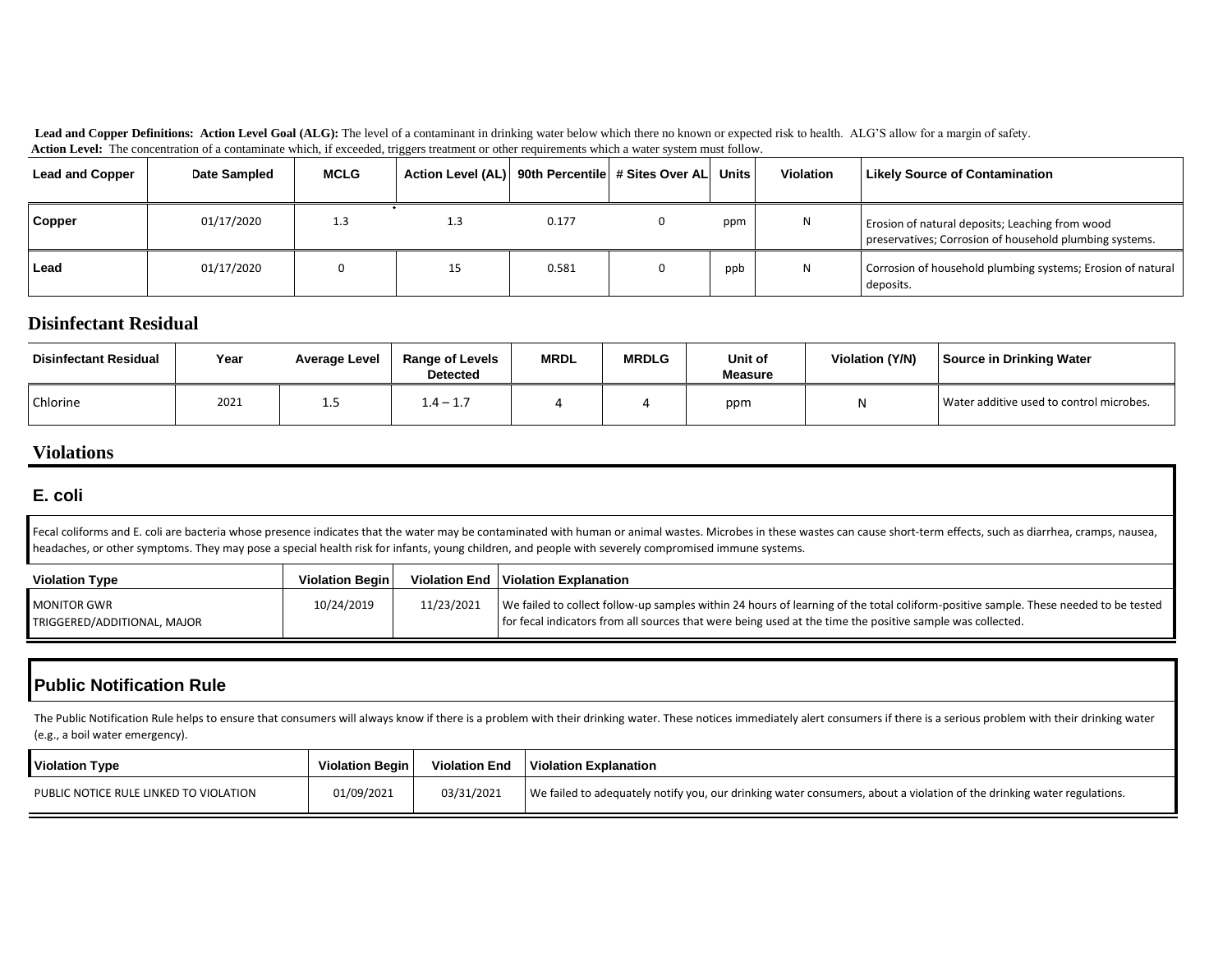**Lead and Copper Definitions: Action Level Goal (ALG):** The level of a contaminant in drinking water below which there no known or expected risk to health. ALG'S allow for a margin of safety.
**Action Level:** The concentration of a contaminate which, if exceeded, triggers treatment or other requirements which a water system must follow.

| Lead and Copper | Date Sampled | MCLG | Action Level (AL) | 90th Percentile | # Sites Over AL | Units | Violation | Likely Source of Contamination |
|---|---|---|---|---|---|---|---|---|
| Copper | 01/17/2020 | 1.3 | 1.3 | 0.177 | 0 | ppm | N | Erosion of natural deposits; Leaching from wood preservatives; Corrosion of household plumbing systems. |
| Lead | 01/17/2020 | 0 | 15 | 0.581 | 0 | ppb | N | Corrosion of household plumbing systems; Erosion of natural deposits. |

## Disinfectant Residual

| Disinfectant Residual | Year | Average Level | Range of Levels Detected | MRDL | MRDLG | Unit of Measure | Violation (Y/N) | Source in Drinking Water |
|---|---|---|---|---|---|---|---|---|
| Chlorine | 2021 | 1.5 | 1.4 – 1.7 | 4 | 4 | ppm | N | Water additive used to control microbes. |

## Violations

### E. coli

Fecal coliforms and E. coli are bacteria whose presence indicates that the water may be contaminated with human or animal wastes. Microbes in these wastes can cause short-term effects, such as diarrhea, cramps, nausea, headaches, or other symptoms. They may pose a special health risk for infants, young children, and people with severely compromised immune systems.

| Violation Type | Violation Begin | Violation End | Violation Explanation |
|---|---|---|---|
| MONITOR GWR TRIGGERED/ADDITIONAL, MAJOR | 10/24/2019 | 11/23/2021 | We failed to collect follow-up samples within 24 hours of learning of the total coliform-positive sample. These needed to be tested for fecal indicators from all sources that were being used at the time the positive sample was collected. |

### Public Notification Rule

The Public Notification Rule helps to ensure that consumers will always know if there is a problem with their drinking water. These notices immediately alert consumers if there is a serious problem with their drinking water (e.g., a boil water emergency).

| Violation Type | Violation Begin | Violation End | Violation Explanation |
|---|---|---|---|
| PUBLIC NOTICE RULE LINKED TO VIOLATION | 01/09/2021 | 03/31/2021 | We failed to adequately notify you, our drinking water consumers, about a violation of the drinking water regulations. |